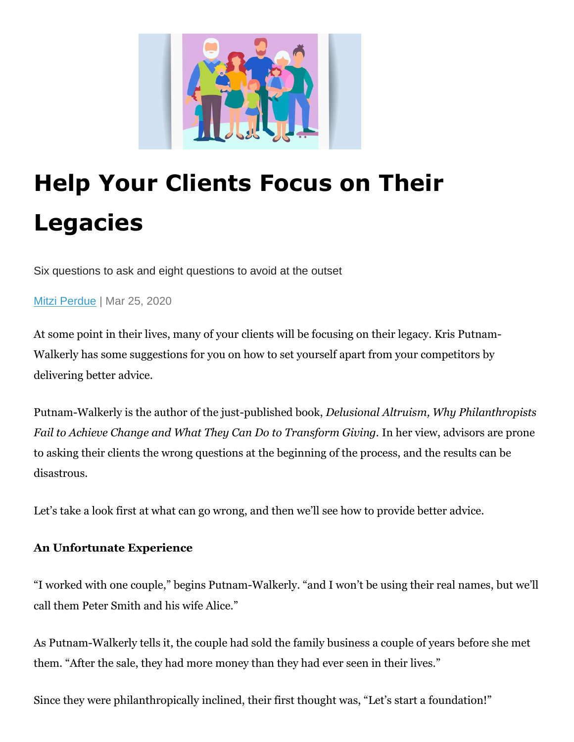# Help Your Clients Focus on Their Legacies

Six questions to ask and eight questions to avoid at the outset

Mitzi Perdue | Mar 25, 2020

At some point in their lives, many of your clients will be focusing on their legacy. Kris Putnam-Walkerly has some suggestions for you on how to set yourself apart from your competitors by delivering better advice.

Putnam-Walkerly is the author of the just-published book, *Delusional Altruism, Why Philanthropists Fail to Achieve Change and What They Can Do to Transform Giving*. In her view, advisors are prone to asking their clients the wrong questions at the beginning of the process, and the results can be disastrous.

Let's take a look first at what can go wrong, and then we'll see how to provide better advice.

**An Unfortunate Experience**

"I worked with one couple," begins Putnam-Walkerly. "and I won't be using their real names, but we'll call them Peter Smith and his wife Alice."

As Putnam-Walkerly tells it, the couple had sold the family business a couple of years before she met them. "After the sale, they had more money than they had ever seen in their lives."

Since they were philanthropically inclined, their first thought was, "Let's start a foundation!"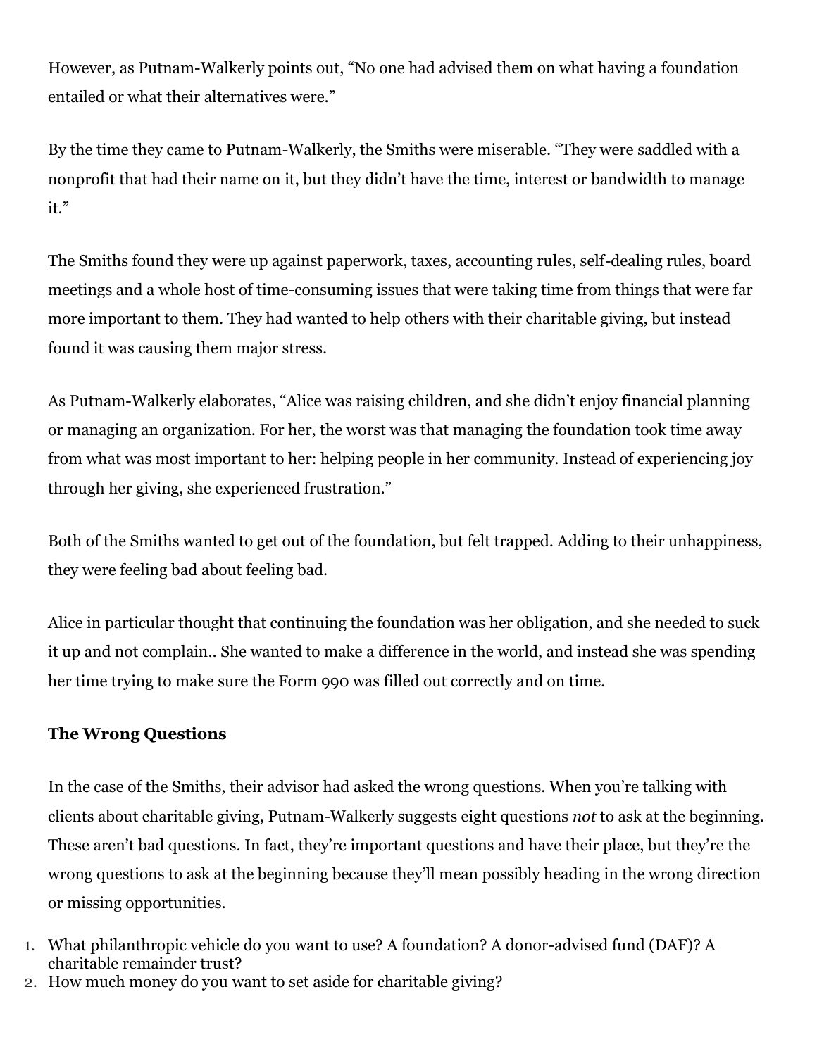However, as Putnam-Walkerly points out, "No one had advised them on what having a foundation entailed or what their alternatives were."

By the time they came to Putnam-Walkerly, the Smiths were miserable. "They were saddled with a nonprofit that had their name on it, but they didn't have the time, interest or bandwidth to manage it."

The Smiths found they were up against paperwork, taxes, accounting rules, self-dealing rules, board meetings and a whole host of time-consuming issues that were taking time from things that were far more important to them. They had wanted to help others with their charitable giving, but instead found it was causing them major stress.

As Putnam-Walkerly elaborates, "Alice was raising children, and she didn't enjoy financial planning or managing an organization. For her, the worst was that managing the foundation took time away from what was most important to her: helping people in her community. Instead of experiencing joy through her giving, she experienced frustration."

Both of the Smiths wanted to get out of the foundation, but felt trapped. Adding to their unhappiness, they were feeling bad about feeling bad.

Alice in particular thought that continuing the foundation was her obligation, and she needed to suck it up and not complain.. She wanted to make a difference in the world, and instead she was spending her time trying to make sure the Form 990 was filled out correctly and on time.

**The Wrong Questions**

In the case of the Smiths, their advisor had asked the wrong questions. When you're talking with clients about charitable giving, Putnam-Walkerly suggests eight questions *not* to ask at the beginning. These aren't bad questions. In fact, they're important questions and have their place, but they're the wrong questions to ask at the beginning because they'll mean possibly heading in the wrong direction or missing opportunities.

1. What philanthropic vehicle do you want to use? A foundation? A donor-advised fund (DAF)? A charitable remainder trust?
2. How much money do you want to set aside for charitable giving?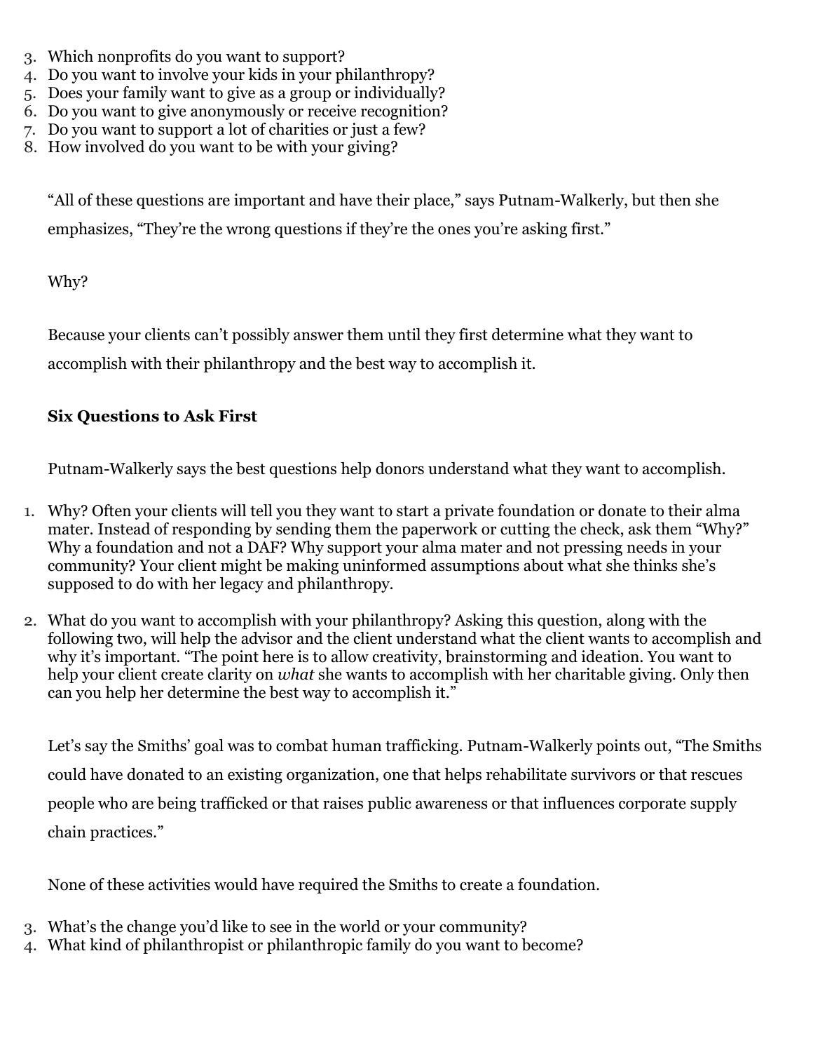3. Which nonprofits do you want to support?
4. Do you want to involve your kids in your philanthropy?
5. Does your family want to give as a group or individually?
6. Do you want to give anonymously or receive recognition?
7. Do you want to support a lot of charities or just a few?
8. How involved do you want to be with your giving?

"All of these questions are important and have their place," says Putnam-Walkerly, but then she emphasizes, "They're the wrong questions if they're the ones you're asking first."

Why?

Because your clients can't possibly answer them until they first determine what they want to accomplish with their philanthropy and the best way to accomplish it.

**Six Questions to Ask First**

Putnam-Walkerly says the best questions help donors understand what they want to accomplish.

1. Why? Often your clients will tell you they want to start a private foundation or donate to their alma mater. Instead of responding by sending them the paperwork or cutting the check, ask them "Why?" Why a foundation and not a DAF? Why support your alma mater and not pressing needs in your community? Your client might be making uninformed assumptions about what she thinks she's supposed to do with her legacy and philanthropy.
2. What do you want to accomplish with your philanthropy? Asking this question, along with the following two, will help the advisor and the client understand what the client wants to accomplish and why it's important. "The point here is to allow creativity, brainstorming and ideation. You want to help your client create clarity on *what* she wants to accomplish with her charitable giving. Only then can you help her determine the best way to accomplish it."

Let's say the Smiths' goal was to combat human trafficking. Putnam-Walkerly points out, "The Smiths could have donated to an existing organization, one that helps rehabilitate survivors or that rescues people who are being trafficked or that raises public awareness or that influences corporate supply chain practices."

None of these activities would have required the Smiths to create a foundation.

3. What's the change you'd like to see in the world or your community?
4. What kind of philanthropist or philanthropic family do you want to become?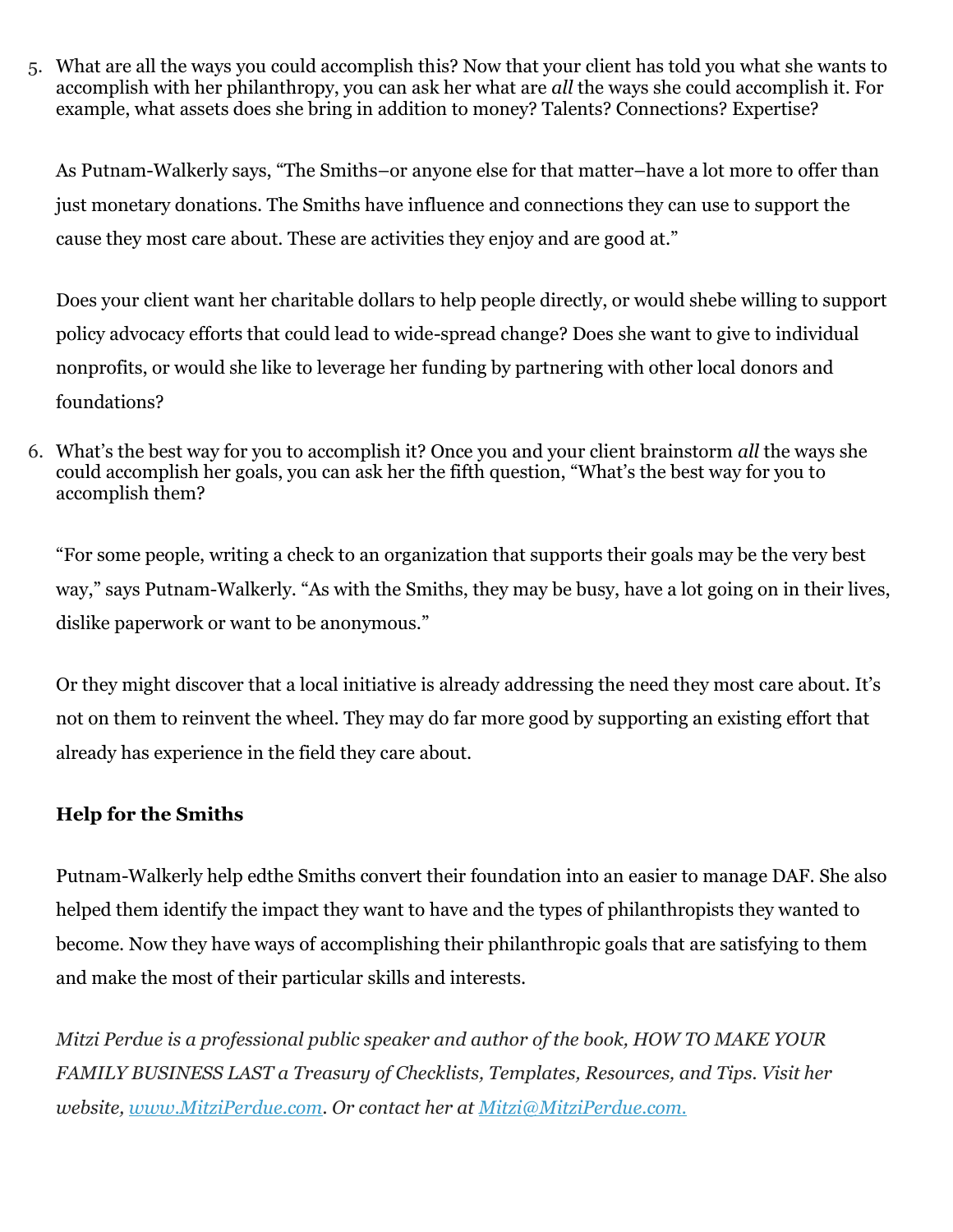5. What are all the ways you could accomplish this? Now that your client has told you what she wants to accomplish with her philanthropy, you can ask her what are *all* the ways she could accomplish it. For example, what assets does she bring in addition to money? Talents? Connections? Expertise?

   As Putnam-Walkerly says, "The Smiths–or anyone else for that matter–have a lot more to offer than just monetary donations. The Smiths have influence and connections they can use to support the cause they most care about. These are activities they enjoy and are good at."

   Does your client want her charitable dollars to help people directly, or would shebe willing to support policy advocacy efforts that could lead to wide-spread change? Does she want to give to individual nonprofits, or would she like to leverage her funding by partnering with other local donors and foundations?

6. What's the best way for you to accomplish it? Once you and your client brainstorm *all* the ways she could accomplish her goals, you can ask her the fifth question, "What's the best way for you to accomplish them?

   "For some people, writing a check to an organization that supports their goals may be the very best way," says Putnam-Walkerly. "As with the Smiths, they may be busy, have a lot going on in their lives, dislike paperwork or want to be anonymous."

   Or they might discover that a local initiative is already addressing the need they most care about. It's not on them to reinvent the wheel. They may do far more good by supporting an existing effort that already has experience in the field they care about.

**Help for the Smiths**

Putnam-Walkerly help edthe Smiths convert their foundation into an easier to manage DAF. She also helped them identify the impact they want to have and the types of philanthropists they wanted to become. Now they have ways of accomplishing their philanthropic goals that are satisfying to them and make the most of their particular skills and interests.

*Mitzi Perdue is a professional public speaker and author of the book, HOW TO MAKE YOUR FAMILY BUSINESS LAST a Treasury of Checklists, Templates, Resources, and Tips. Visit her website, [www.MitziPerdue.com](http://www.MitziPerdue.com). Or contact her at [Mitzi@MitziPerdue.com.](mailto:Mitzi@MitziPerdue.com)*